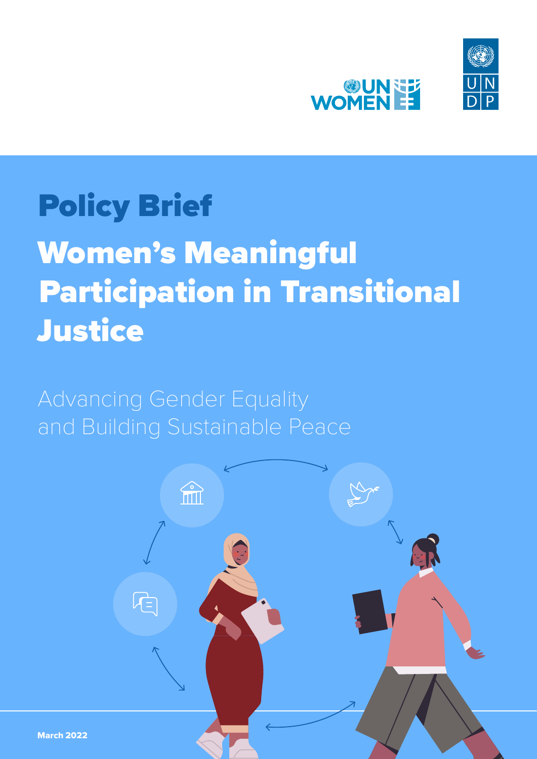UN WOMEN

UNDP

# Policy Brief

# Women's Meaningful Participation in Transitional Justice

## Advancing Gender Equality and Building Sustainable Peace

March 2022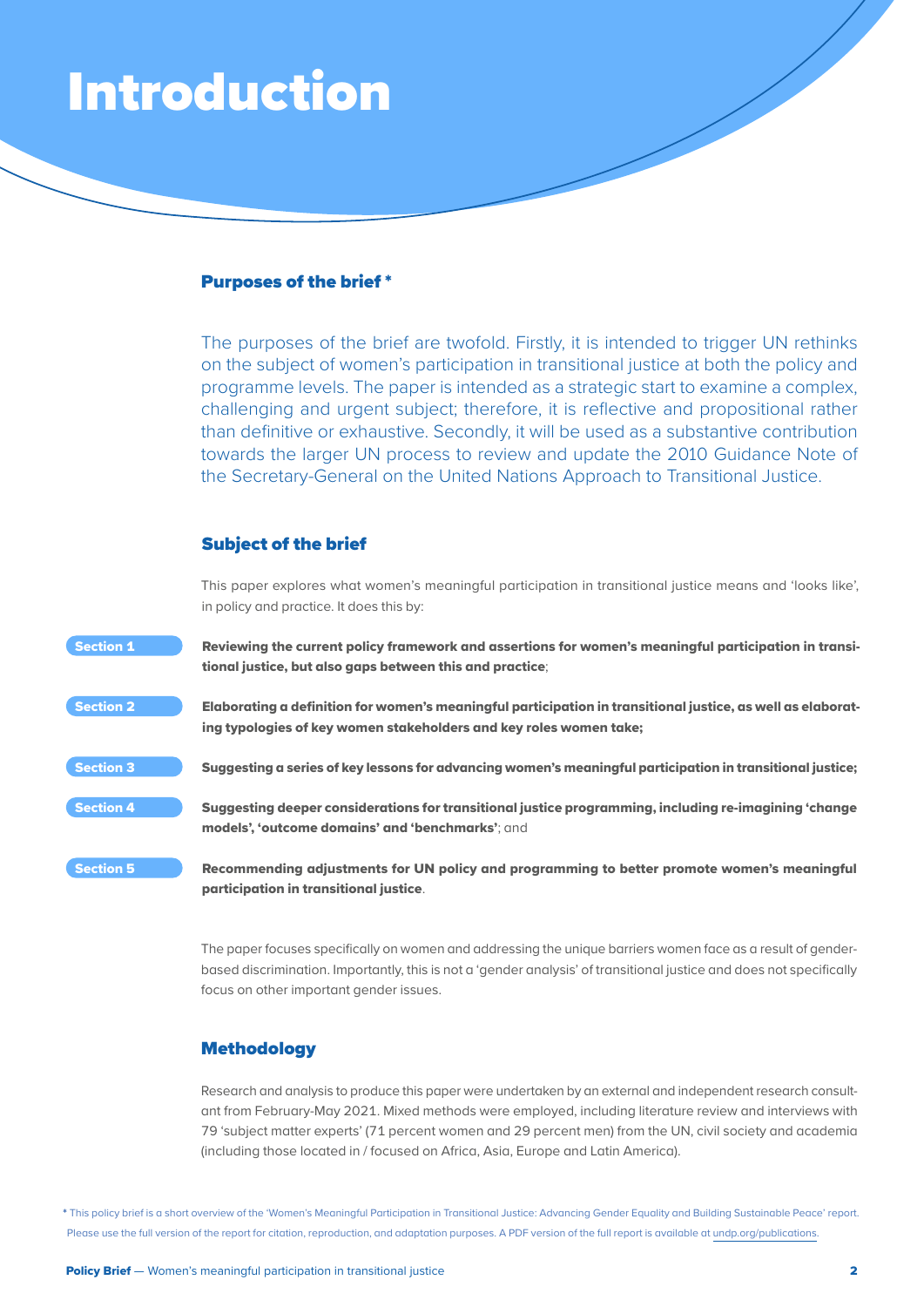# Introduction

## Purposes of the brief *

The purposes of the brief are twofold. Firstly, it is intended to trigger UN rethinks on the subject of women's participation in transitional justice at both the policy and programme levels. The paper is intended as a strategic start to examine a complex, challenging and urgent subject; therefore, it is reflective and propositional rather than definitive or exhaustive. Secondly, it will be used as a substantive contribution towards the larger UN process to review and update the 2010 Guidance Note of the Secretary-General on the United Nations Approach to Transitional Justice.

## Subject of the brief

This paper explores what women's meaningful participation in transitional justice means and 'looks like', in policy and practice. It does this by:

- **Section 1** — **Reviewing the current policy framework and assertions for women's meaningful participation in transitional justice, but also gaps between this and practice**;
- **Section 2** — **Elaborating a definition for women's meaningful participation in transitional justice, as well as elaborating typologies of key women stakeholders and key roles women take;**
- **Section 3** — **Suggesting a series of key lessons for advancing women's meaningful participation in transitional justice;**
- **Section 4** — **Suggesting deeper considerations for transitional justice programming, including re-imagining 'change models', 'outcome domains' and 'benchmarks'**; and
- **Section 5** — **Recommending adjustments for UN policy and programming to better promote women's meaningful participation in transitional justice**.

The paper focuses specifically on women and addressing the unique barriers women face as a result of gender-based discrimination. Importantly, this is not a 'gender analysis' of transitional justice and does not specifically focus on other important gender issues.

## Methodology

Research and analysis to produce this paper were undertaken by an external and independent research consultant from February-May 2021. Mixed methods were employed, including literature review and interviews with 79 'subject matter experts' (71 percent women and 29 percent men) from the UN, civil society and academia (including those located in / focused on Africa, Asia, Europe and Latin America).

* This policy brief is a short overview of the 'Women's Meaningful Participation in Transitional Justice: Advancing Gender Equality and Building Sustainable Peace' report. Please use the full version of the report for citation, reproduction, and adaptation purposes. A PDF version of the full report is available at undp.org/publications.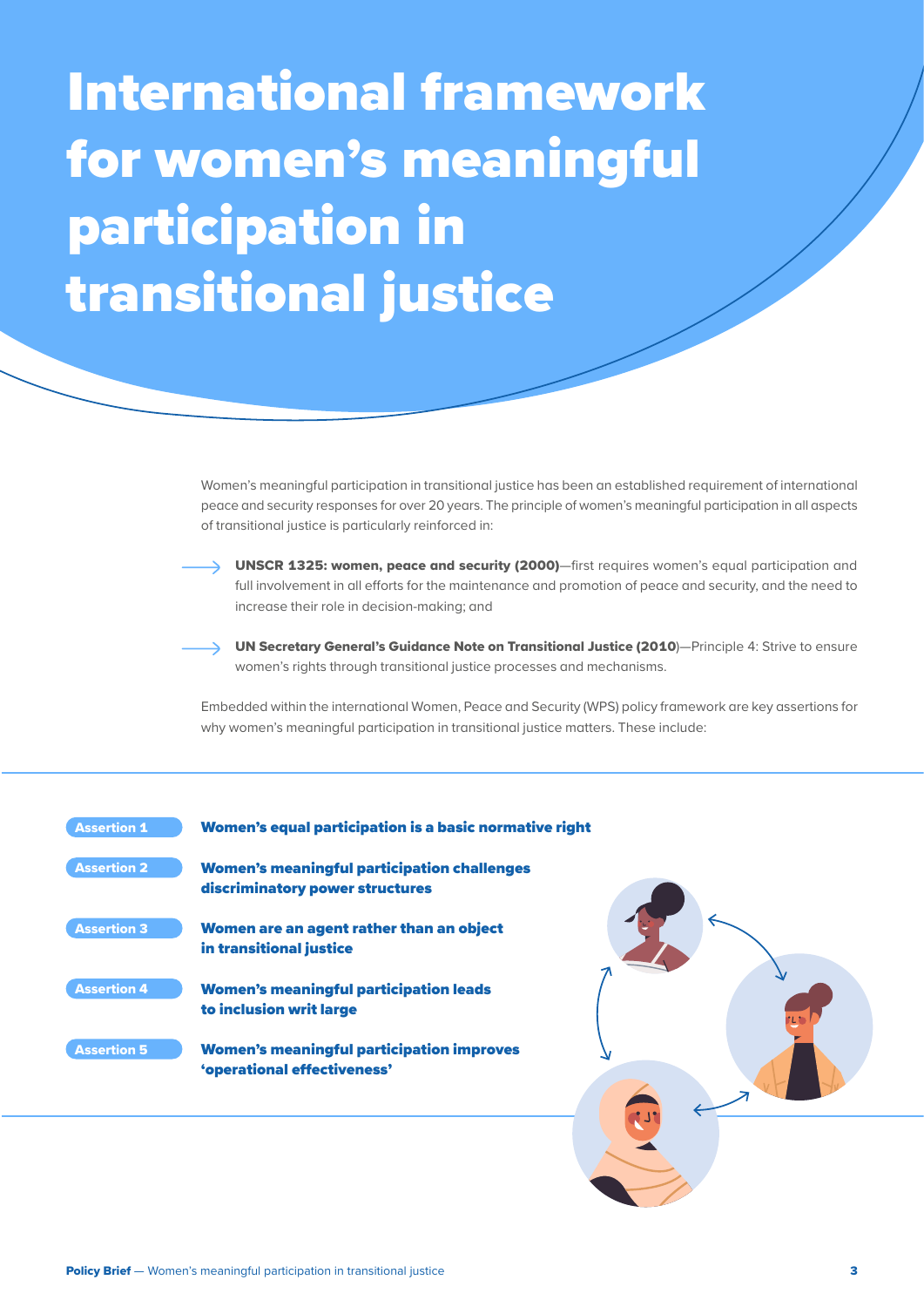# International framework for women's meaningful participation in transitional justice

Women's meaningful participation in transitional justice has been an established requirement of international peace and security responses for over 20 years. The principle of women's meaningful participation in all aspects of transitional justice is particularly reinforced in:

- **UNSCR 1325: women, peace and security (2000)**—first requires women's equal participation and full involvement in all efforts for the maintenance and promotion of peace and security, and the need to increase their role in decision-making; and
- **UN Secretary General's Guidance Note on Transitional Justice (2010)**—Principle 4: Strive to ensure women's rights through transitional justice processes and mechanisms.

Embedded within the international Women, Peace and Security (WPS) policy framework are key assertions for why women's meaningful participation in transitional justice matters. These include:

**Assertion 1** — **Women's equal participation is a basic normative right**

**Assertion 2** — **Women's meaningful participation challenges discriminatory power structures**

**Assertion 3** — **Women are an agent rather than an object in transitional justice**

**Assertion 4** — **Women's meaningful participation leads to inclusion writ large**

**Assertion 5** — **Women's meaningful participation improves 'operational effectiveness'**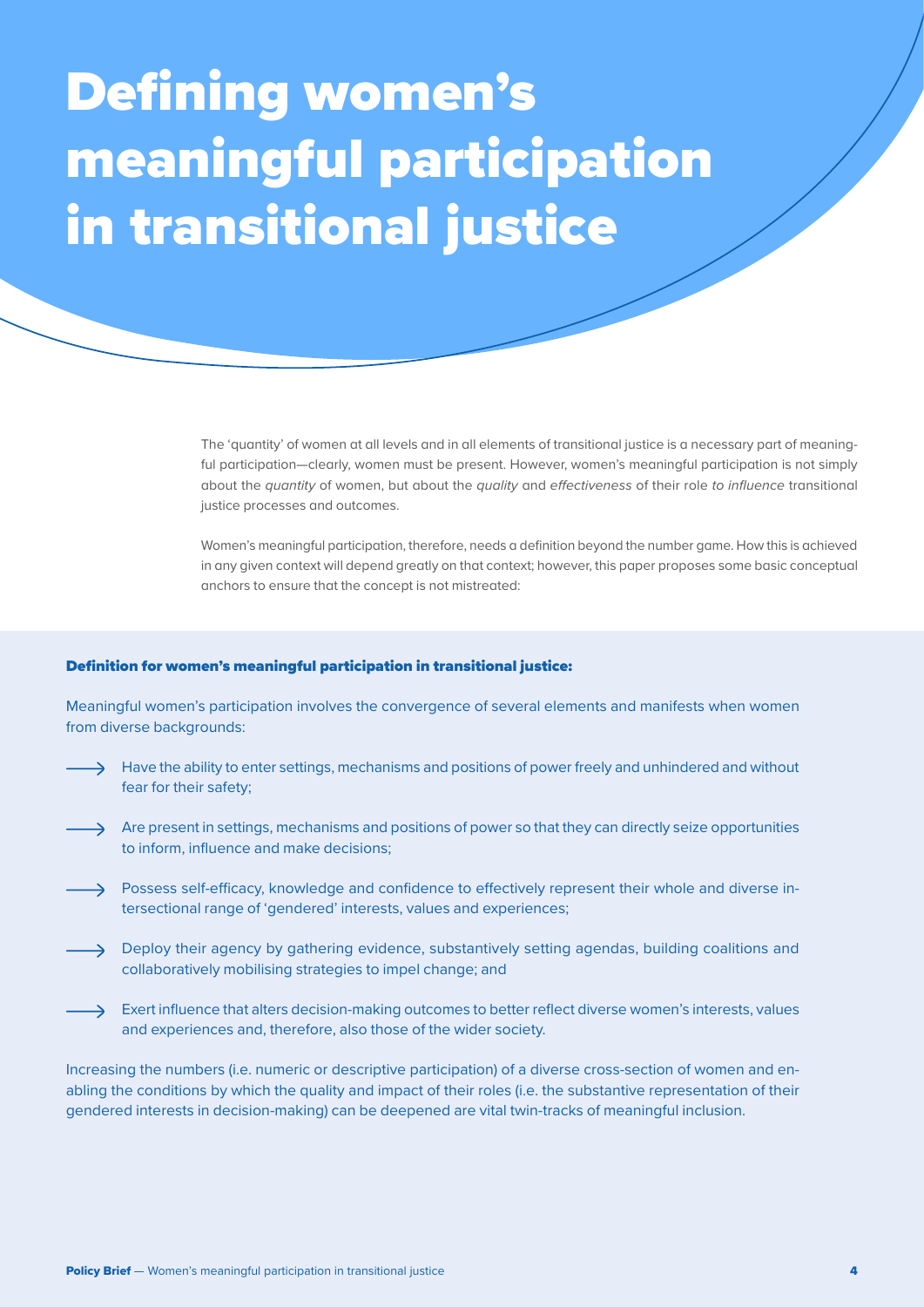# Defining women's meaningful participation in transitional justice

The 'quantity' of women at all levels and in all elements of transitional justice is a necessary part of meaningful participation—clearly, women must be present. However, women's meaningful participation is not simply about the *quantity* of women, but about the *quality* and *effectiveness* of their role *to influence* transitional justice processes and outcomes.

Women's meaningful participation, therefore, needs a definition beyond the number game. How this is achieved in any given context will depend greatly on that context; however, this paper proposes some basic conceptual anchors to ensure that the concept is not mistreated:

**Definition for women's meaningful participation in transitional justice:**

Meaningful women's participation involves the convergence of several elements and manifests when women from diverse backgrounds:

- Have the ability to enter settings, mechanisms and positions of power freely and unhindered and without fear for their safety;
- Are present in settings, mechanisms and positions of power so that they can directly seize opportunities to inform, influence and make decisions;
- Possess self-efficacy, knowledge and confidence to effectively represent their whole and diverse intersectional range of 'gendered' interests, values and experiences;
- Deploy their agency by gathering evidence, substantively setting agendas, building coalitions and collaboratively mobilising strategies to impel change; and
- Exert influence that alters decision-making outcomes to better reflect diverse women's interests, values and experiences and, therefore, also those of the wider society.

Increasing the numbers (i.e. numeric or descriptive participation) of a diverse cross-section of women and enabling the conditions by which the quality and impact of their roles (i.e. the substantive representation of their gendered interests in decision-making) can be deepened are vital twin-tracks of meaningful inclusion.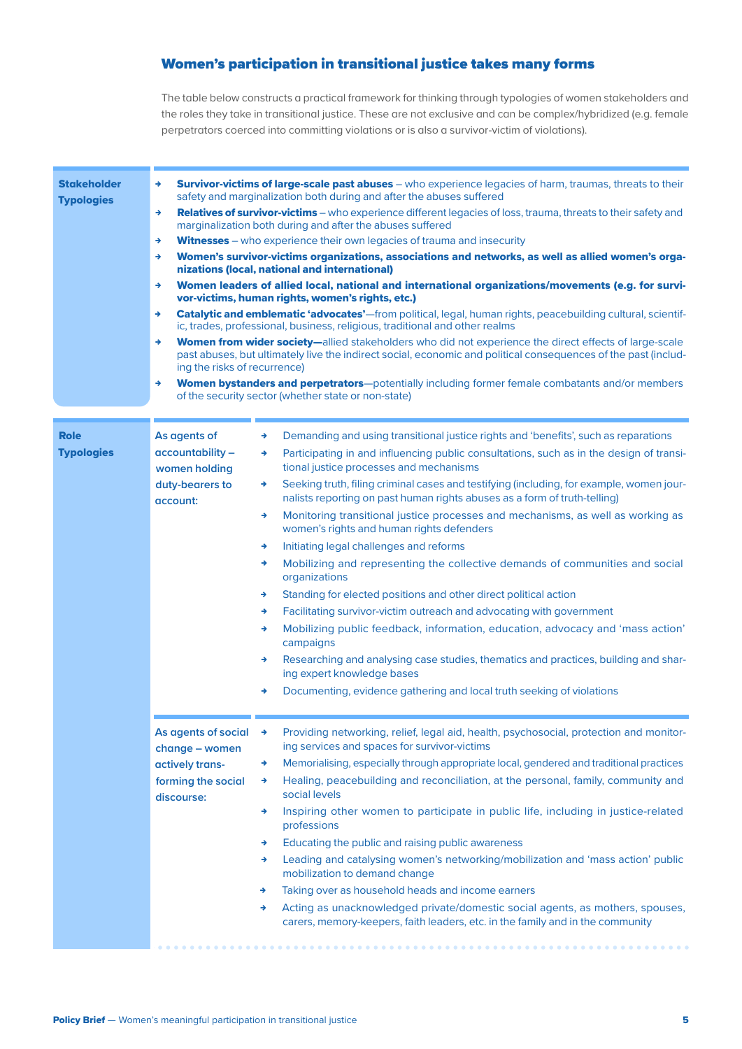## Women's participation in transitional justice takes many forms

The table below constructs a practical framework for thinking through typologies of women stakeholders and the roles they take in transitional justice. These are not exclusive and can be complex/hybridized (e.g. female perpetrators coerced into committing violations or is also a survivor-victim of violations).

| | | |
|---|---|---|
| **Stakeholder Typologies** | | → **Survivor-victims of large-scale past abuses** – who experience legacies of harm, traumas, threats to their safety and marginalization both during and after the abuses suffered<br>→ **Relatives of survivor-victims** – who experience different legacies of loss, trauma, threats to their safety and marginalization both during and after the abuses suffered<br>→ **Witnesses** – who experience their own legacies of trauma and insecurity<br>→ **Women's survivor-victims organizations, associations and networks, as well as allied women's organizations (local, national and international)**<br>→ **Women leaders of allied local, national and international organizations/movements (e.g. for survivor-victims, human rights, women's rights, etc.)**<br>→ **Catalytic and emblematic 'advocates'**—from political, legal, human rights, peacebuilding cultural, scientific, trades, professional, business, religious, traditional and other realms<br>→ **Women from wider society—**allied stakeholders who did not experience the direct effects of large-scale past abuses, but ultimately live the indirect social, economic and political consequences of the past (including the risks of recurrence)<br>→ **Women bystanders and perpetrators**—potentially including former female combatants and/or members of the security sector (whether state or non-state) |
| **Role Typologies** | **As agents of accountability – women holding duty-bearers to account:** | → Demanding and using transitional justice rights and 'benefits', such as reparations<br>→ Participating in and influencing public consultations, such as in the design of transitional justice processes and mechanisms<br>→ Seeking truth, filing criminal cases and testifying (including, for example, women journalists reporting on past human rights abuses as a form of truth-telling)<br>→ Monitoring transitional justice processes and mechanisms, as well as working as women's rights and human rights defenders<br>→ Initiating legal challenges and reforms<br>→ Mobilizing and representing the collective demands of communities and social organizations<br>→ Standing for elected positions and other direct political action<br>→ Facilitating survivor-victim outreach and advocating with government<br>→ Mobilizing public feedback, information, education, advocacy and 'mass action' campaigns<br>→ Researching and analysing case studies, thematics and practices, building and sharing expert knowledge bases<br>→ Documenting, evidence gathering and local truth seeking of violations |
| | **As agents of social change – women actively transforming the social discourse:** | → Providing networking, relief, legal aid, health, psychosocial, protection and monitoring services and spaces for survivor-victims<br>→ Memorialising, especially through appropriate local, gendered and traditional practices<br>→ Healing, peacebuilding and reconciliation, at the personal, family, community and social levels<br>→ Inspiring other women to participate in public life, including in justice-related professions<br>→ Educating the public and raising public awareness<br>→ Leading and catalysing women's networking/mobilization and 'mass action' public mobilization to demand change<br>→ Taking over as household heads and income earners<br>→ Acting as unacknowledged private/domestic social agents, as mothers, spouses, carers, memory-keepers, faith leaders, etc. in the family and in the community |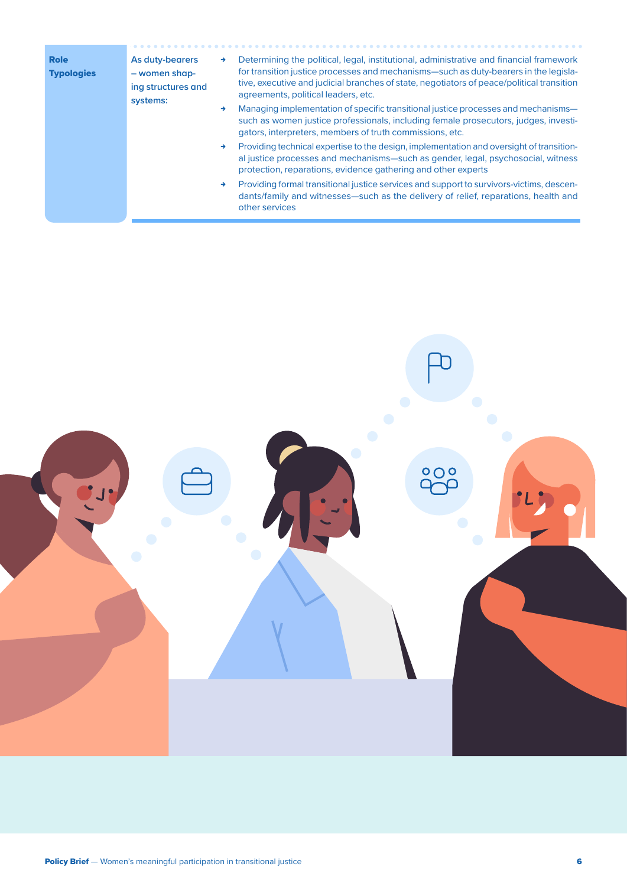| Role Typologies | | |
| --- | --- | --- |
| | As duty-bearers – women shaping structures and systems: | → Determining the political, legal, institutional, administrative and financial framework for transition justice processes and mechanisms—such as duty-bearers in the legislative, executive and judicial branches of state, negotiators of peace/political transition agreements, political leaders, etc.<br>→ Managing implementation of specific transitional justice processes and mechanisms—such as women justice professionals, including female prosecutors, judges, investigators, interpreters, members of truth commissions, etc.<br>→ Providing technical expertise to the design, implementation and oversight of transitional justice processes and mechanisms—such as gender, legal, psychosocial, witness protection, reparations, evidence gathering and other experts<br>→ Providing formal transitional justice services and support to survivors-victims, descendants/family and witnesses—such as the delivery of relief, reparations, health and other services |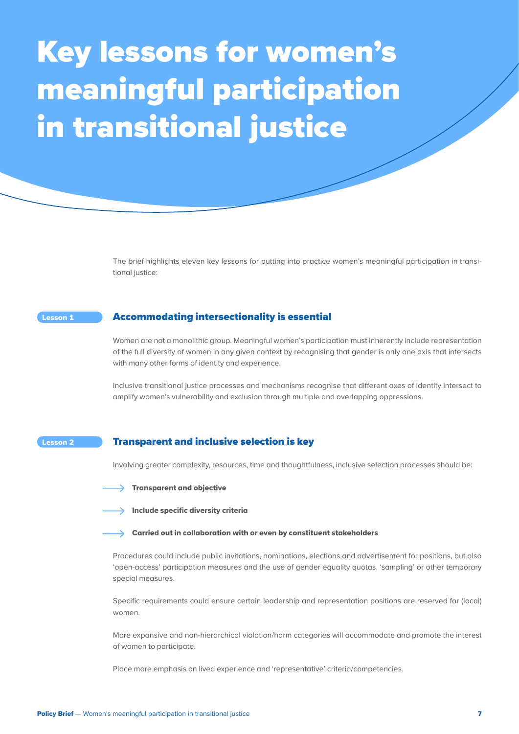# Key lessons for women's meaningful participation in transitional justice

The brief highlights eleven key lessons for putting into practice women's meaningful participation in transitional justice:

**Lesson 1**

## Accommodating intersectionality is essential

Women are not a monolithic group. Meaningful women's participation must inherently include representation of the full diversity of women in any given context by recognising that gender is only one axis that intersects with many other forms of identity and experience.

Inclusive transitional justice processes and mechanisms recognise that different axes of identity intersect to amplify women's vulnerability and exclusion through multiple and overlapping oppressions.

**Lesson 2**

## Transparent and inclusive selection is key

Involving greater complexity, resources, time and thoughtfulness, inclusive selection processes should be:

- **Transparent and objective**
- **Include specific diversity criteria**
- **Carried out in collaboration with or even by constituent stakeholders**

Procedures could include public invitations, nominations, elections and advertisement for positions, but also 'open-access' participation measures and the use of gender equality quotas, 'sampling' or other temporary special measures.

Specific requirements could ensure certain leadership and representation positions are reserved for (local) women.

More expansive and non-hierarchical violation/harm categories will accommodate and promote the interest of women to participate.

Place more emphasis on lived experience and 'representative' criteria/competencies.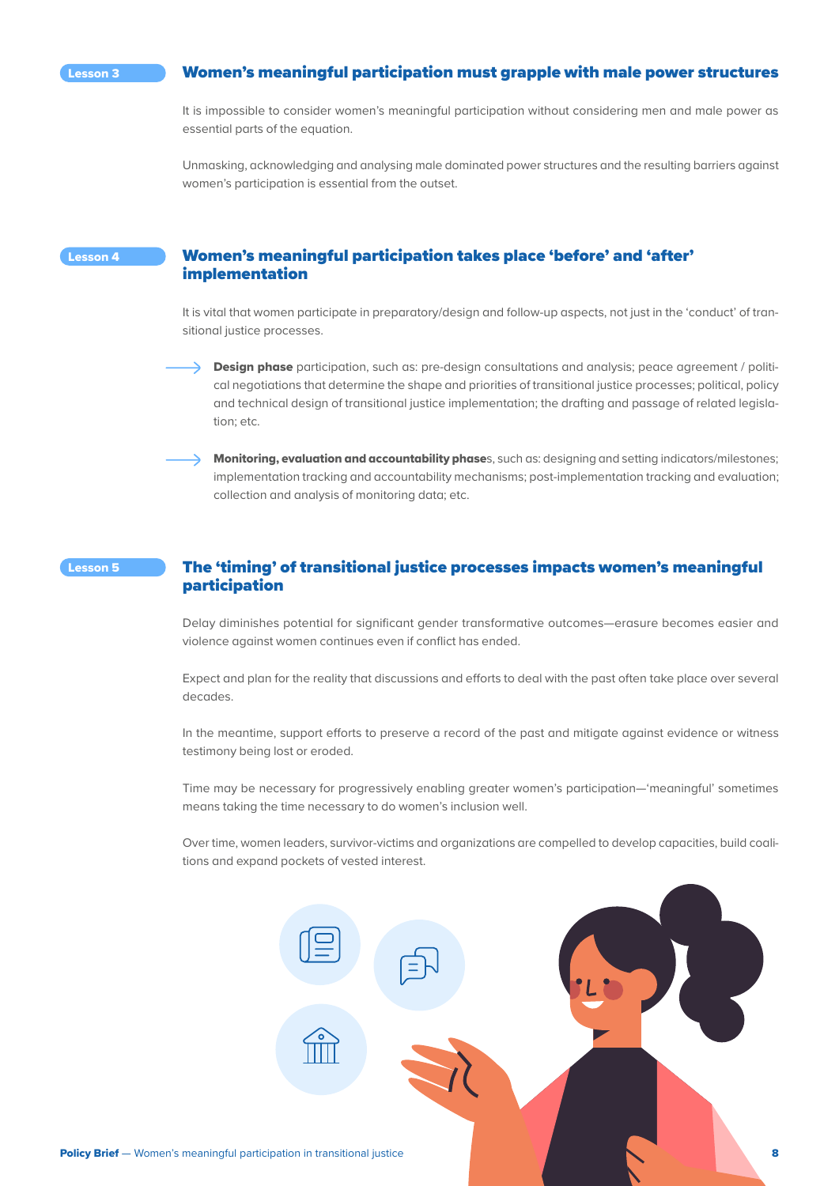**Lesson 3**

## Women's meaningful participation must grapple with male power structures

It is impossible to consider women's meaningful participation without considering men and male power as essential parts of the equation.

Unmasking, acknowledging and analysing male dominated power structures and the resulting barriers against women's participation is essential from the outset.

**Lesson 4**

## Women's meaningful participation takes place 'before' and 'after' implementation

It is vital that women participate in preparatory/design and follow-up aspects, not just in the 'conduct' of transitional justice processes.

- **Design phase** participation, such as: pre-design consultations and analysis; peace agreement / political negotiations that determine the shape and priorities of transitional justice processes; political, policy and technical design of transitional justice implementation; the drafting and passage of related legislation; etc.
- **Monitoring, evaluation and accountability phase**s, such as: designing and setting indicators/milestones; implementation tracking and accountability mechanisms; post-implementation tracking and evaluation; collection and analysis of monitoring data; etc.

**Lesson 5**

## The 'timing' of transitional justice processes impacts women's meaningful participation

Delay diminishes potential for significant gender transformative outcomes—erasure becomes easier and violence against women continues even if conflict has ended.

Expect and plan for the reality that discussions and efforts to deal with the past often take place over several decades.

In the meantime, support efforts to preserve a record of the past and mitigate against evidence or witness testimony being lost or eroded.

Time may be necessary for progressively enabling greater women's participation—'meaningful' sometimes means taking the time necessary to do women's inclusion well.

Over time, women leaders, survivor-victims and organizations are compelled to develop capacities, build coalitions and expand pockets of vested interest.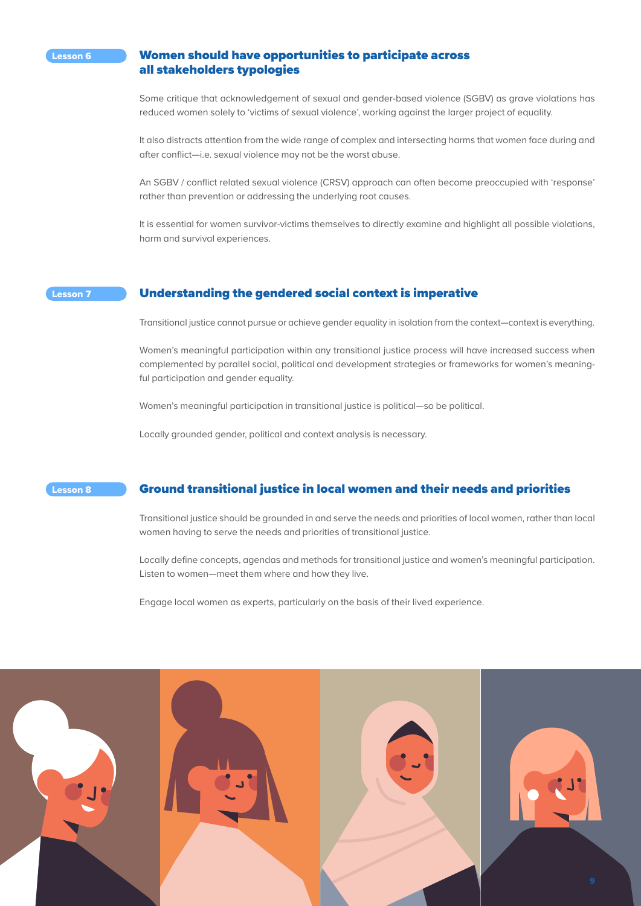Lesson 6

## Women should have opportunities to participate across all stakeholders typologies

Some critique that acknowledgement of sexual and gender-based violence (SGBV) as grave violations has reduced women solely to 'victims of sexual violence', working against the larger project of equality.

It also distracts attention from the wide range of complex and intersecting harms that women face during and after conflict—i.e. sexual violence may not be the worst abuse.

An SGBV / conflict related sexual violence (CRSV) approach can often become preoccupied with 'response' rather than prevention or addressing the underlying root causes.

It is essential for women survivor-victims themselves to directly examine and highlight all possible violations, harm and survival experiences.

Lesson 7

## Understanding the gendered social context is imperative

Transitional justice cannot pursue or achieve gender equality in isolation from the context—context is everything.

Women's meaningful participation within any transitional justice process will have increased success when complemented by parallel social, political and development strategies or frameworks for women's meaningful participation and gender equality.

Women's meaningful participation in transitional justice is political—so be political.

Locally grounded gender, political and context analysis is necessary.

Lesson 8

## Ground transitional justice in local women and their needs and priorities

Transitional justice should be grounded in and serve the needs and priorities of local women, rather than local women having to serve the needs and priorities of transitional justice.

Locally define concepts, agendas and methods for transitional justice and women's meaningful participation. Listen to women—meet them where and how they live.

Engage local women as experts, particularly on the basis of their lived experience.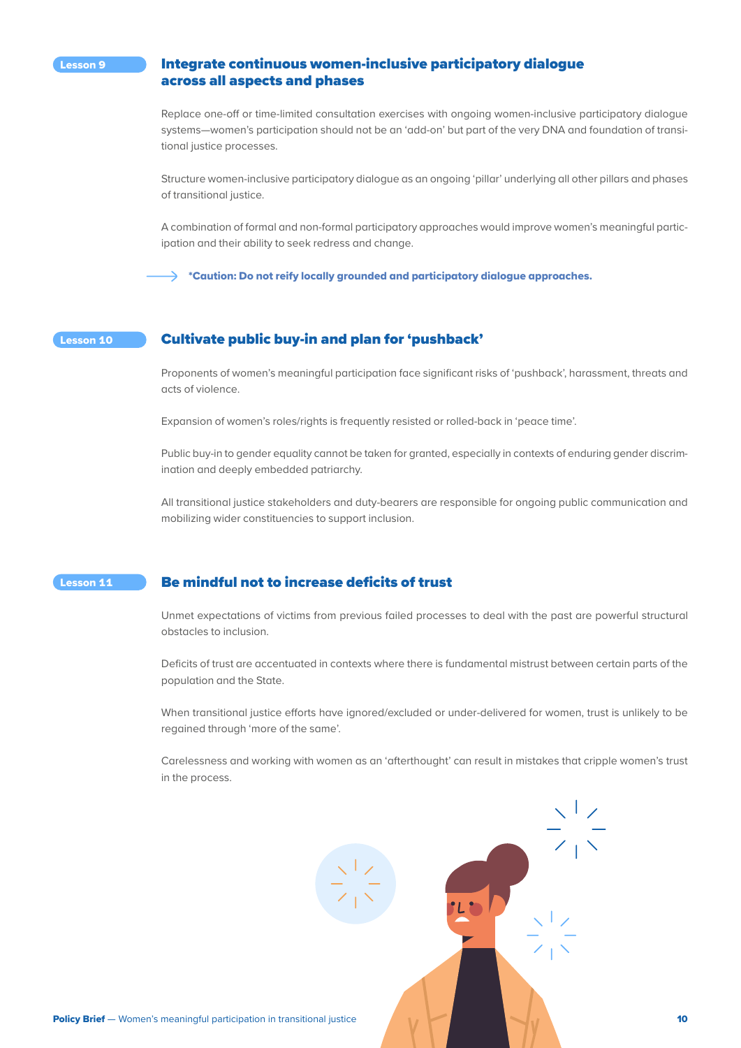## Lesson 9 — Integrate continuous women-inclusive participatory dialogue across all aspects and phases

Replace one-off or time-limited consultation exercises with ongoing women-inclusive participatory dialogue systems—women's participation should not be an 'add-on' but part of the very DNA and foundation of transitional justice processes.

Structure women-inclusive participatory dialogue as an ongoing 'pillar' underlying all other pillars and phases of transitional justice.

A combination of formal and non-formal participatory approaches would improve women's meaningful participation and their ability to seek redress and change.

⟶ **\*Caution: Do not reify locally grounded and participatory dialogue approaches.**

## Lesson 10 — Cultivate public buy-in and plan for 'pushback'

Proponents of women's meaningful participation face significant risks of 'pushback', harassment, threats and acts of violence.

Expansion of women's roles/rights is frequently resisted or rolled-back in 'peace time'.

Public buy-in to gender equality cannot be taken for granted, especially in contexts of enduring gender discrimination and deeply embedded patriarchy.

All transitional justice stakeholders and duty-bearers are responsible for ongoing public communication and mobilizing wider constituencies to support inclusion.

## Lesson 11 — Be mindful not to increase deficits of trust

Unmet expectations of victims from previous failed processes to deal with the past are powerful structural obstacles to inclusion.

Deficits of trust are accentuated in contexts where there is fundamental mistrust between certain parts of the population and the State.

When transitional justice efforts have ignored/excluded or under-delivered for women, trust is unlikely to be regained through 'more of the same'.

Carelessness and working with women as an 'afterthought' can result in mistakes that cripple women's trust in the process.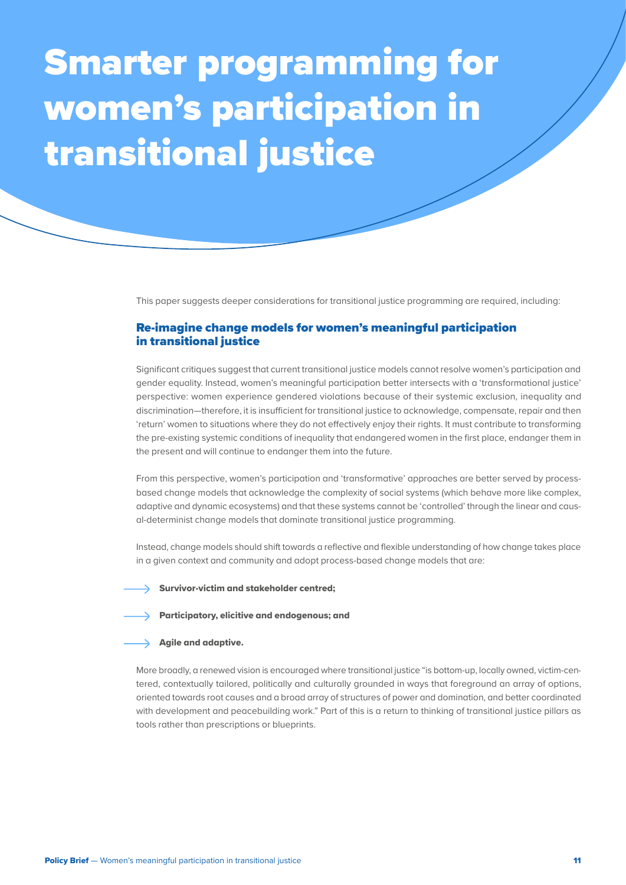# Smarter programming for women's participation in transitional justice

This paper suggests deeper considerations for transitional justice programming are required, including:

## Re-imagine change models for women's meaningful participation in transitional justice

Significant critiques suggest that current transitional justice models cannot resolve women's participation and gender equality. Instead, women's meaningful participation better intersects with a 'transformational justice' perspective: women experience gendered violations because of their systemic exclusion, inequality and discrimination—therefore, it is insufficient for transitional justice to acknowledge, compensate, repair and then 'return' women to situations where they do not effectively enjoy their rights. It must contribute to transforming the pre-existing systemic conditions of inequality that endangered women in the first place, endanger them in the present and will continue to endanger them into the future.

From this perspective, women's participation and 'transformative' approaches are better served by process-based change models that acknowledge the complexity of social systems (which behave more like complex, adaptive and dynamic ecosystems) and that these systems cannot be 'controlled' through the linear and causal-determinist change models that dominate transitional justice programming.

Instead, change models should shift towards a reflective and flexible understanding of how change takes place in a given context and community and adopt process-based change models that are:

- **Survivor-victim and stakeholder centred;**
- **Participatory, elicitive and endogenous; and**
- **Agile and adaptive.**

More broadly, a renewed vision is encouraged where transitional justice "is bottom-up, locally owned, victim-centered, contextually tailored, politically and culturally grounded in ways that foreground an array of options, oriented towards root causes and a broad array of structures of power and domination, and better coordinated with development and peacebuilding work." Part of this is a return to thinking of transitional justice pillars as tools rather than prescriptions or blueprints.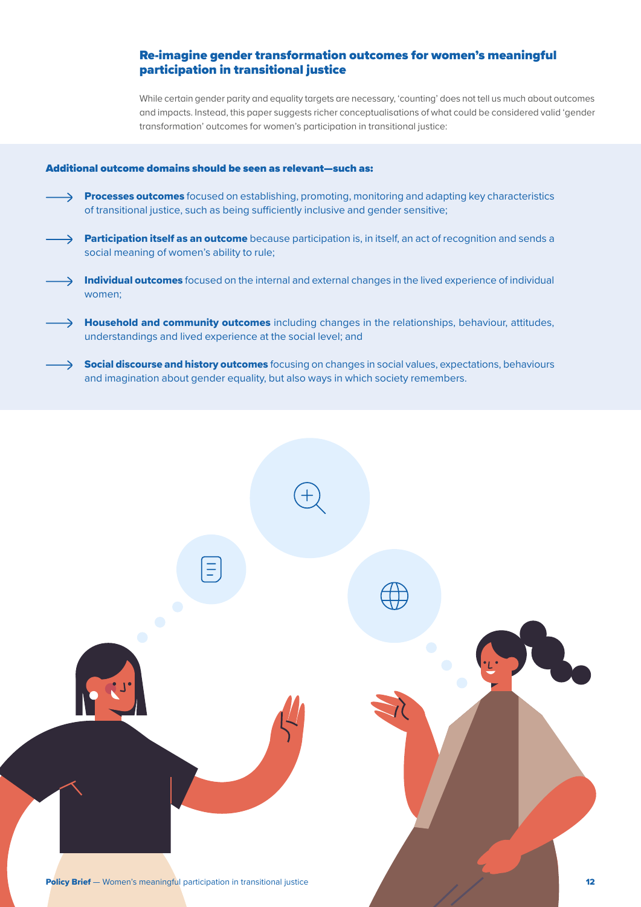## Re-imagine gender transformation outcomes for women's meaningful participation in transitional justice

While certain gender parity and equality targets are necessary, 'counting' does not tell us much about outcomes and impacts. Instead, this paper suggests richer conceptualisations of what could be considered valid 'gender transformation' outcomes for women's participation in transitional justice:

**Additional outcome domains should be seen as relevant—such as:**

- **Processes outcomes** focused on establishing, promoting, monitoring and adapting key characteristics of transitional justice, such as being sufficiently inclusive and gender sensitive;
- **Participation itself as an outcome** because participation is, in itself, an act of recognition and sends a social meaning of women's ability to rule;
- **Individual outcomes** focused on the internal and external changes in the lived experience of individual women;
- **Household and community outcomes** including changes in the relationships, behaviour, attitudes, understandings and lived experience at the social level; and
- **Social discourse and history outcomes** focusing on changes in social values, expectations, behaviours and imagination about gender equality, but also ways in which society remembers.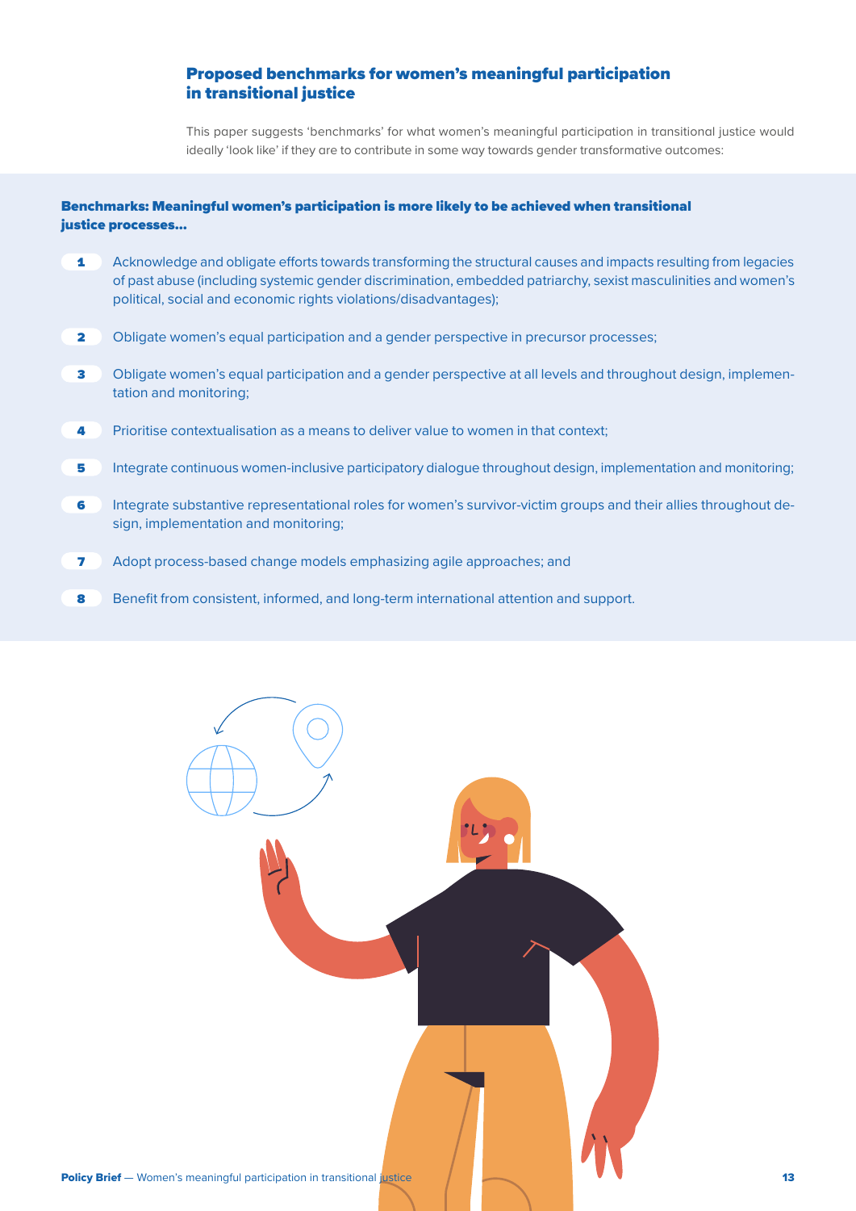## Proposed benchmarks for women's meaningful participation in transitional justice

This paper suggests 'benchmarks' for what women's meaningful participation in transitional justice would ideally 'look like' if they are to contribute in some way towards gender transformative outcomes:

**Benchmarks: Meaningful women's participation is more likely to be achieved when transitional justice processes...**

1. Acknowledge and obligate efforts towards transforming the structural causes and impacts resulting from legacies of past abuse (including systemic gender discrimination, embedded patriarchy, sexist masculinities and women's political, social and economic rights violations/disadvantages);
2. Obligate women's equal participation and a gender perspective in precursor processes;
3. Obligate women's equal participation and a gender perspective at all levels and throughout design, implementation and monitoring;
4. Prioritise contextualisation as a means to deliver value to women in that context;
5. Integrate continuous women-inclusive participatory dialogue throughout design, implementation and monitoring;
6. Integrate substantive representational roles for women's survivor-victim groups and their allies throughout design, implementation and monitoring;
7. Adopt process-based change models emphasizing agile approaches; and
8. Benefit from consistent, informed, and long-term international attention and support.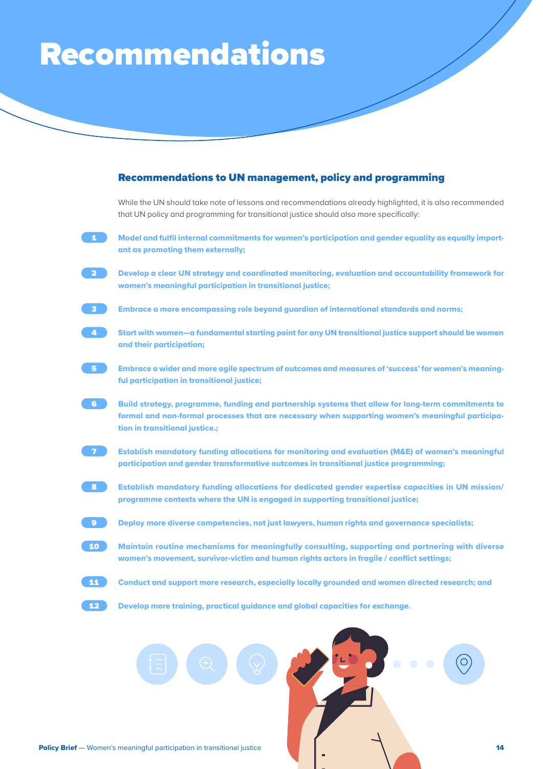# Recommendations

## Recommendations to UN management, policy and programming

While the UN should take note of lessons and recommendations already highlighted, it is also recommended that UN policy and programming for transitional justice should also more specifically:

1. **Model and fulfil internal commitments for women's participation and gender equality as equally important as promoting them externally;**
2. **Develop a clear UN strategy and coordinated monitoring, evaluation and accountability framework for women's meaningful participation in transitional justice;**
3. **Embrace a more encompassing role beyond guardian of international standards and norms;**
4. **Start with women—a fundamental starting point for any UN transitional justice support should be women and their participation;**
5. **Embrace a wider and more agile spectrum of outcomes and measures of 'success' for women's meaningful participation in transitional justice;**
6. **Build strategy, programme, funding and partnership systems that allow for long-term commitments to formal and non-formal processes that are necessary when supporting women's meaningful participation in transitional justice.;**
7. **Establish mandatory funding allocations for monitoring and evaluation (M&E) of women's meaningful participation and gender transformative outcomes in transitional justice programming;**
8. **Establish mandatory funding allocations for dedicated gender expertise capacities in UN mission/ programme contexts where the UN is engaged in supporting transitional justice;**
9. **Deploy more diverse competencies, not just lawyers, human rights and governance specialists;**
10. **Maintain routine mechanisms for meaningfully consulting, supporting and partnering with diverse women's movement, survivor-victim and human rights actors in fragile / conflict settings;**
11. **Conduct and support more research, especially locally grounded and women directed research; and**
12. **Develop more training, practical guidance and global capacities for exchange.**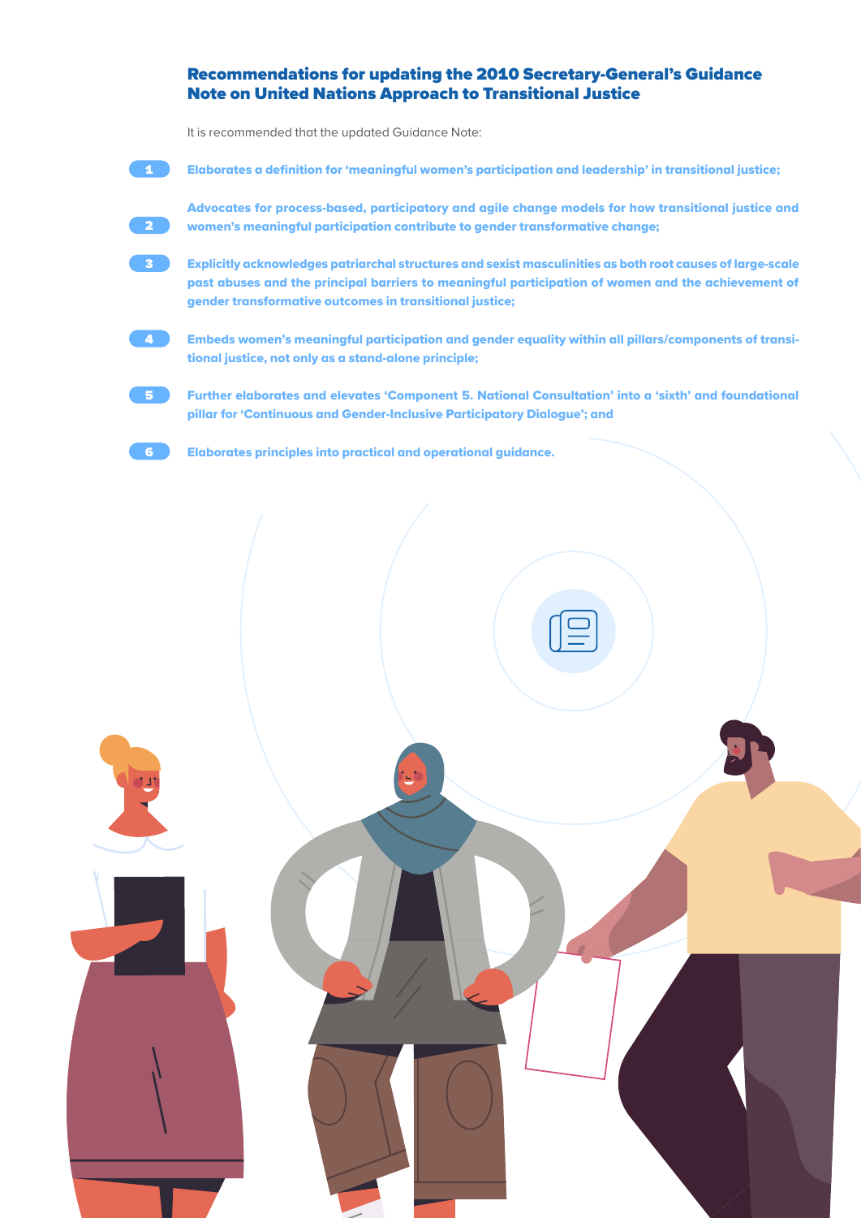## Recommendations for updating the 2010 Secretary-General's Guidance Note on United Nations Approach to Transitional Justice

It is recommended that the updated Guidance Note:

1. **Elaborates a definition for 'meaningful women's participation and leadership' in transitional justice;**
2. **Advocates for process-based, participatory and agile change models for how transitional justice and women's meaningful participation contribute to gender transformative change;**
3. **Explicitly acknowledges patriarchal structures and sexist masculinities as both root causes of large-scale past abuses and the principal barriers to meaningful participation of women and the achievement of gender transformative outcomes in transitional justice;**
4. **Embeds women's meaningful participation and gender equality within all pillars/components of transitional justice, not only as a stand-alone principle;**
5. **Further elaborates and elevates 'Component 5. National Consultation' into a 'sixth' and foundational pillar for 'Continuous and Gender-Inclusive Participatory Dialogue'; and**
6. **Elaborates principles into practical and operational guidance.**